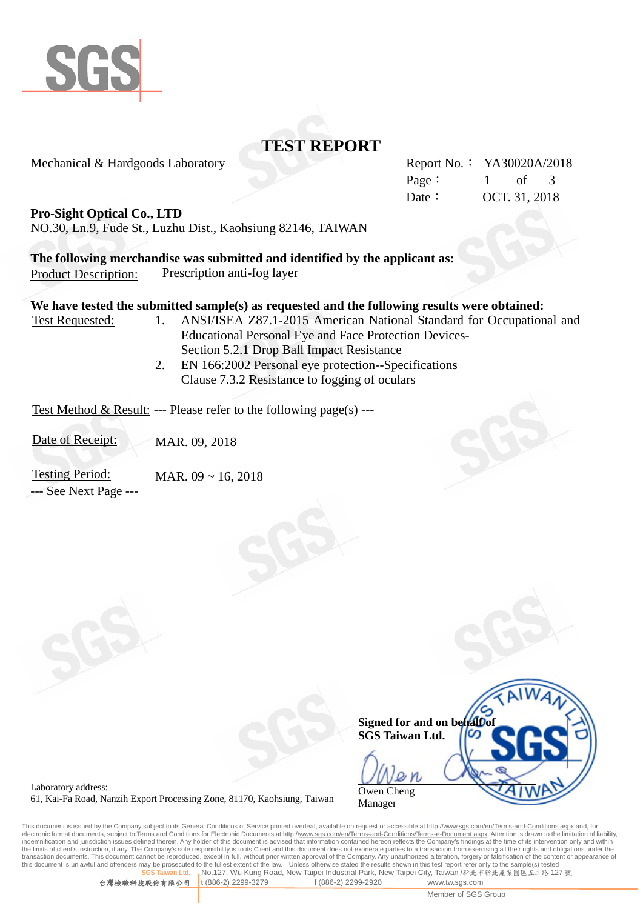# TEST REPORT

Mechanical & Hardgoods Laboratory

Report No.： YA30020A/2018
Page： 1 of 3
Date： OCT. 31, 2018

**Pro-Sight Optical Co., LTD**
NO.30, Ln.9, Fude St., Luzhu Dist., Kaohsiung 82146, TAIWAN

**The following merchandise was submitted and identified by the applicant as:**

Product Description: Prescription anti-fog layer

**We have tested the submitted sample(s) as requested and the following results were obtained:**

Test Requested:

1. ANSI/ISEA Z87.1-2015 American National Standard for Occupational and Educational Personal Eye and Face Protection Devices- Section 5.2.1 Drop Ball Impact Resistance
2. EN 166:2002 Personal eye protection--Specifications Clause 7.3.2 Resistance to fogging of oculars

Test Method & Result: --- Please refer to the following page(s) ---

Date of Receipt: MAR. 09, 2018

Testing Period: MAR. 09 ~ 16, 2018

--- See Next Page ---

**Signed for and on behalf of**
**SGS Taiwan Ltd.**

Owen Cheng
Manager

Laboratory address:
61, Kai-Fa Road, Nanzih Export Processing Zone, 81170, Kaohsiung, Taiwan

This document is issued by the Company subject to its General Conditions of Service printed overleaf, available on request or accessible at http://www.sgs.com/en/Terms-and-Conditions.aspx and, for electronic format documents, subject to Terms and Conditions for Electronic Documents at http://www.sgs.com/en/Terms-and-Conditions/Terms-e-Document.aspx. Attention is drawn to the limitation of liability, indemnification and jurisdiction issues defined therein. Any holder of this document is advised that information contained hereon reflects the Company's findings at the time of its intervention only and within the limits of client's instruction, if any. The Company's sole responsibility is to its Client and this document does not exonerate parties to a transaction from exercising all their rights and obligations under the transaction documents. This document cannot be reproduced, except in full, without prior written approval of the Company. Any unauthorized alteration, forgery or falsification of the content or appearance of this document is unlawful and offenders may be prosecuted to the fullest extent of the law. Unless otherwise stated the results shown in this test report refer only to the sample(s) tested

SGS Taiwan Ltd. 台灣檢驗科技股份有限公司 | No.127, Wu Kung Road, New Taipei Industrial Park, New Taipei City, Taiwan /新北市新北產業園區五工路 127 號
t (886-2) 2299-3279 f (886-2) 2299-2920 www.tw.sgs.com

Member of SGS Group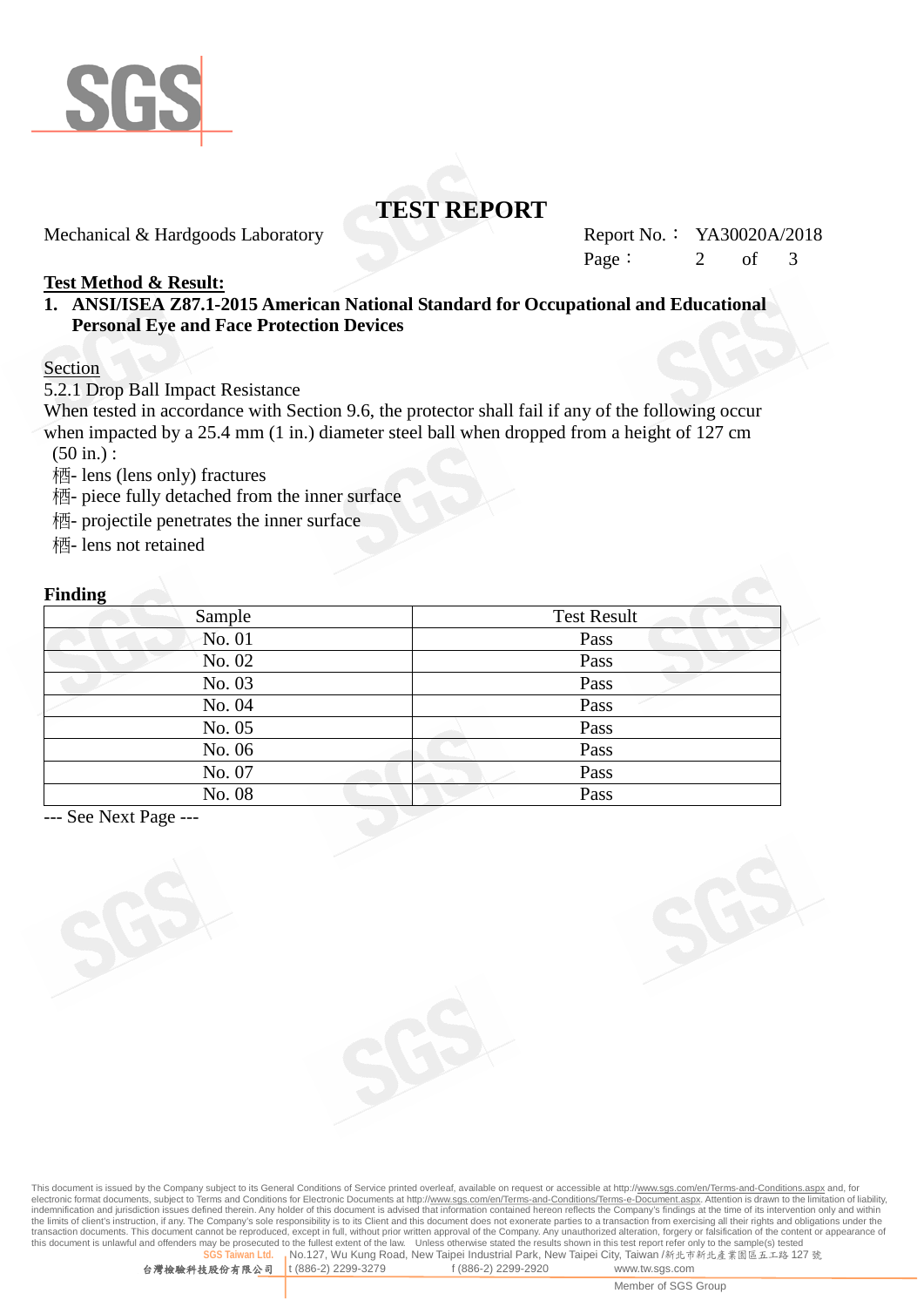# TEST REPORT

Mechanical & Hardgoods Laboratory

Report No.： YA30020A/2018

**Test Method & Result:**

**1. ANSI/ISEA Z87.1-2015 American National Standard for Occupational and Educational Personal Eye and Face Protection Devices**

Section

5.2.1 Drop Ball Impact Resistance

When tested in accordance with Section 9.6, the protector shall fail if any of the following occur when impacted by a 25.4 mm (1 in.) diameter steel ball when dropped from a height of 127 cm (50 in.) :

栖- lens (lens only) fractures

栖- piece fully detached from the inner surface

栖- projectile penetrates the inner surface

栖- lens not retained

**Finding**

| Sample | Test Result |
|---|---|
| No. 01 | Pass |
| No. 02 | Pass |
| No. 03 | Pass |
| No. 04 | Pass |
| No. 05 | Pass |
| No. 06 | Pass |
| No. 07 | Pass |
| No. 08 | Pass |

--- See Next Page ---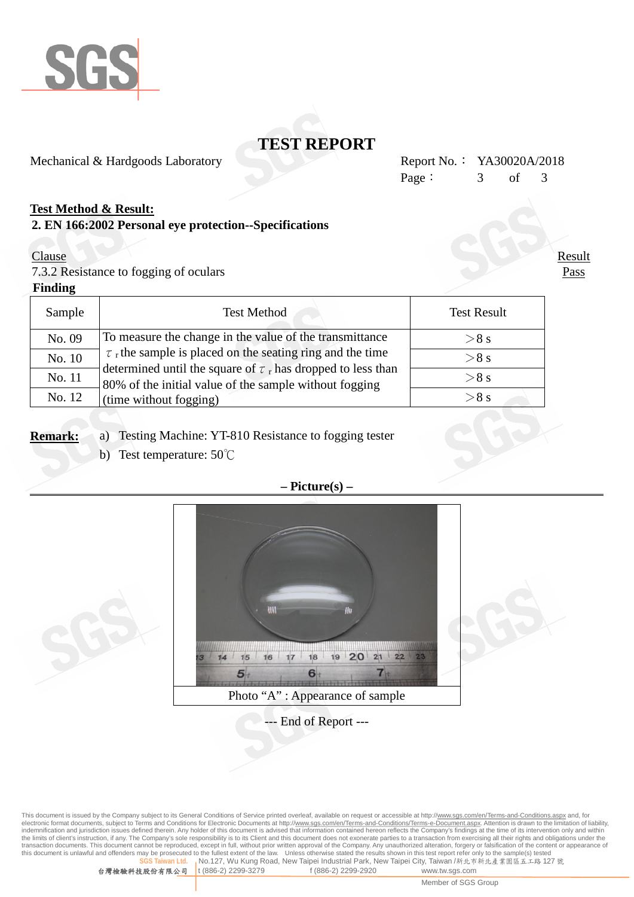# TEST REPORT

Mechanical & Hardgoods Laboratory

Report No.： YA30020A/2018

**Test Method & Result:**

**2. EN 166:2002 Personal eye protection--Specifications**

| Clause | Result |
|---|---|
| 7.3.2 Resistance to fogging of oculars | Pass |

**Finding**

| Sample | Test Method | Test Result |
|---|---|---|
| No. 09 | To measure the change in the value of the transmittance $\tau_r$ the sample is placed on the seating ring and the time determined until the square of $\tau_r$ has dropped to less than 80% of the initial value of the sample without fogging (time without fogging) | ＞8 s |
| No. 10 | | ＞8 s |
| No. 11 | | ＞8 s |
| No. 12 | | ＞8 s |

**Remark:**

a) Testing Machine: YT-810 Resistance to fogging tester

b) Test temperature: 50℃

**– Picture(s) –**

Photo “A” : Appearance of sample

--- End of Report ---

This document is issued by the Company subject to its General Conditions of Service printed overleaf, available on request or accessible at http://www.sgs.com/en/Terms-and-Conditions.aspx and, for electronic format documents, subject to Terms and Conditions for Electronic Documents at http://www.sgs.com/en/Terms-and-Conditions/Terms-e-Document.aspx. Attention is drawn to the limitation of liability, indemnification and jurisdiction issues defined therein. Any holder of this document is advised that information contained hereon reflects the Company's findings at the time of its intervention only and within the limits of client's instruction, if any. The Company's sole responsibility is to its Client and this document does not exonerate parties to a transaction from exercising all their rights and obligations under the transaction documents. This document cannot be reproduced, except in full, without prior written approval of the Company. Any unauthorized alteration, forgery or falsification of the content or appearance of this document is unlawful and offenders may be prosecuted to the fullest extent of the law. Unless otherwise stated the results shown in this test report refer only to the sample(s) tested

SGS Taiwan Ltd. 台灣檢驗科技股份有限公司 | No.127, Wu Kung Road, New Taipei Industrial Park, New Taipei City, Taiwan /新北市新北產業園區五工路 127 號 | t (886-2) 2299-3279 | f (886-2) 2299-2920 | www.tw.sgs.com

Member of SGS Group